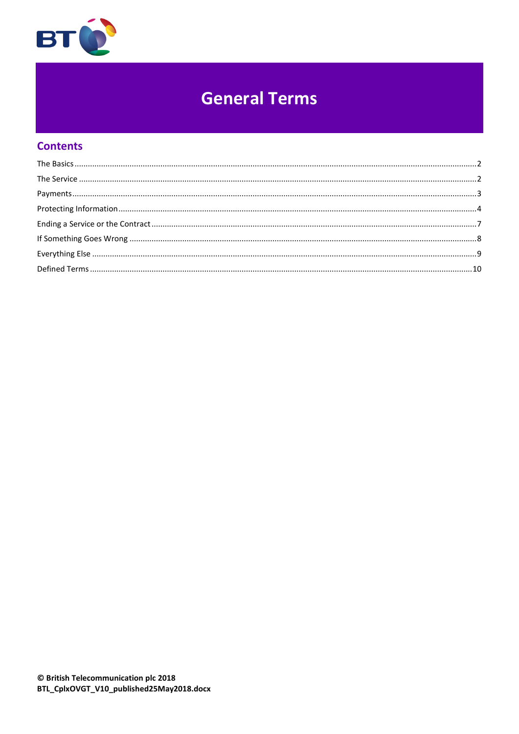# General Terms

## Contents

The Basics ....................................................................................................................................................2

The Service ...................................................................................................................................................2

Payments......................................................................................................................................................3

Protecting Information .................................................................................................................................4

Ending a Service or the Contract ..................................................................................................................7

If Something Goes Wrong ............................................................................................................................8

Everything Else .............................................................................................................................................9

Defined Terms ............................................................................................................................................10

**© British Telecommunication plc 2018**
**BTL_CplxOVGT_V10_published25May2018.docx**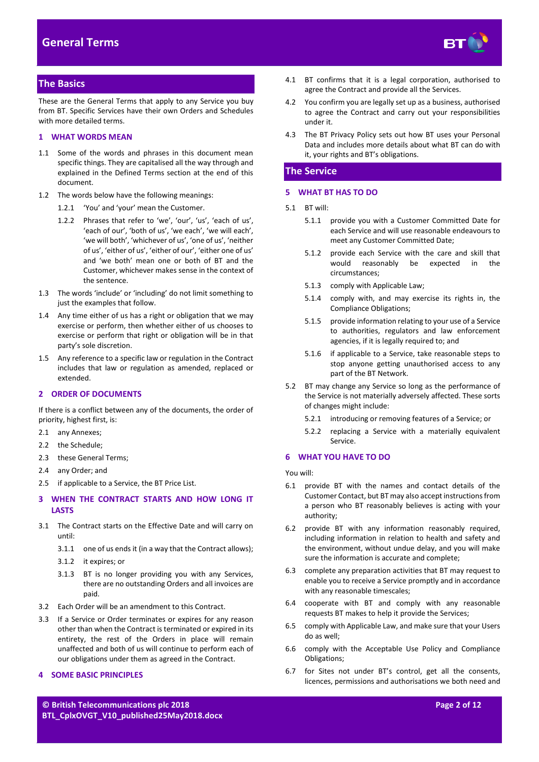## The Basics

These are the General Terms that apply to any Service you buy from BT. Specific Services have their own Orders and Schedules with more detailed terms.

### 1 WHAT WORDS MEAN

1.1 Some of the words and phrases in this document mean specific things. They are capitalised all the way through and explained in the Defined Terms section at the end of this document.

1.2 The words below have the following meanings:

1.2.1 'You' and 'your' mean the Customer.

1.2.2 Phrases that refer to 'we', 'our', 'us', 'each of us', 'each of our', 'both of us', 'we each', 'we will each', 'we will both', 'whichever of us', 'one of us', 'neither of us', 'either of us', 'either of our', 'either one of us' and 'we both' mean one or both of BT and the Customer, whichever makes sense in the context of the sentence.

1.3 The words 'include' or 'including' do not limit something to just the examples that follow.

1.4 Any time either of us has a right or obligation that we may exercise or perform, then whether either of us chooses to exercise or perform that right or obligation will be in that party's sole discretion.

1.5 Any reference to a specific law or regulation in the Contract includes that law or regulation as amended, replaced or extended.

### 2 ORDER OF DOCUMENTS

If there is a conflict between any of the documents, the order of priority, highest first, is:

2.1 any Annexes;

2.2 the Schedule;

2.3 these General Terms;

2.4 any Order; and

2.5 if applicable to a Service, the BT Price List.

### 3 WHEN THE CONTRACT STARTS AND HOW LONG IT LASTS

3.1 The Contract starts on the Effective Date and will carry on until:

3.1.1 one of us ends it (in a way that the Contract allows);

3.1.2 it expires; or

3.1.3 BT is no longer providing you with any Services, there are no outstanding Orders and all invoices are paid.

3.2 Each Order will be an amendment to this Contract.

3.3 If a Service or Order terminates or expires for any reason other than when the Contract is terminated or expired in its entirety, the rest of the Orders in place will remain unaffected and both of us will continue to perform each of our obligations under them as agreed in the Contract.

### 4 SOME BASIC PRINCIPLES

4.1 BT confirms that it is a legal corporation, authorised to agree the Contract and provide all the Services.

4.2 You confirm you are legally set up as a business, authorised to agree the Contract and carry out your responsibilities under it.

4.3 The BT Privacy Policy sets out how BT uses your Personal Data and includes more details about what BT can do with it, your rights and BT's obligations.

## The Service

### 5 WHAT BT HAS TO DO

5.1 BT will:

5.1.1 provide you with a Customer Committed Date for each Service and will use reasonable endeavours to meet any Customer Committed Date;

5.1.2 provide each Service with the care and skill that would reasonably be expected in the circumstances;

5.1.3 comply with Applicable Law;

5.1.4 comply with, and may exercise its rights in, the Compliance Obligations;

5.1.5 provide information relating to your use of a Service to authorities, regulators and law enforcement agencies, if it is legally required to; and

5.1.6 if applicable to a Service, take reasonable steps to stop anyone getting unauthorised access to any part of the BT Network.

5.2 BT may change any Service so long as the performance of the Service is not materially adversely affected. These sorts of changes might include:

5.2.1 introducing or removing features of a Service; or

5.2.2 replacing a Service with a materially equivalent Service.

### 6 WHAT YOU HAVE TO DO

You will:

6.1 provide BT with the names and contact details of the Customer Contact, but BT may also accept instructions from a person who BT reasonably believes is acting with your authority;

6.2 provide BT with any information reasonably required, including information in relation to health and safety and the environment, without undue delay, and you will make sure the information is accurate and complete;

6.3 complete any preparation activities that BT may request to enable you to receive a Service promptly and in accordance with any reasonable timescales;

6.4 cooperate with BT and comply with any reasonable requests BT makes to help it provide the Services;

6.5 comply with Applicable Law, and make sure that your Users do as well;

6.6 comply with the Acceptable Use Policy and Compliance Obligations;

6.7 for Sites not under BT's control, get all the consents, licences, permissions and authorisations we both need and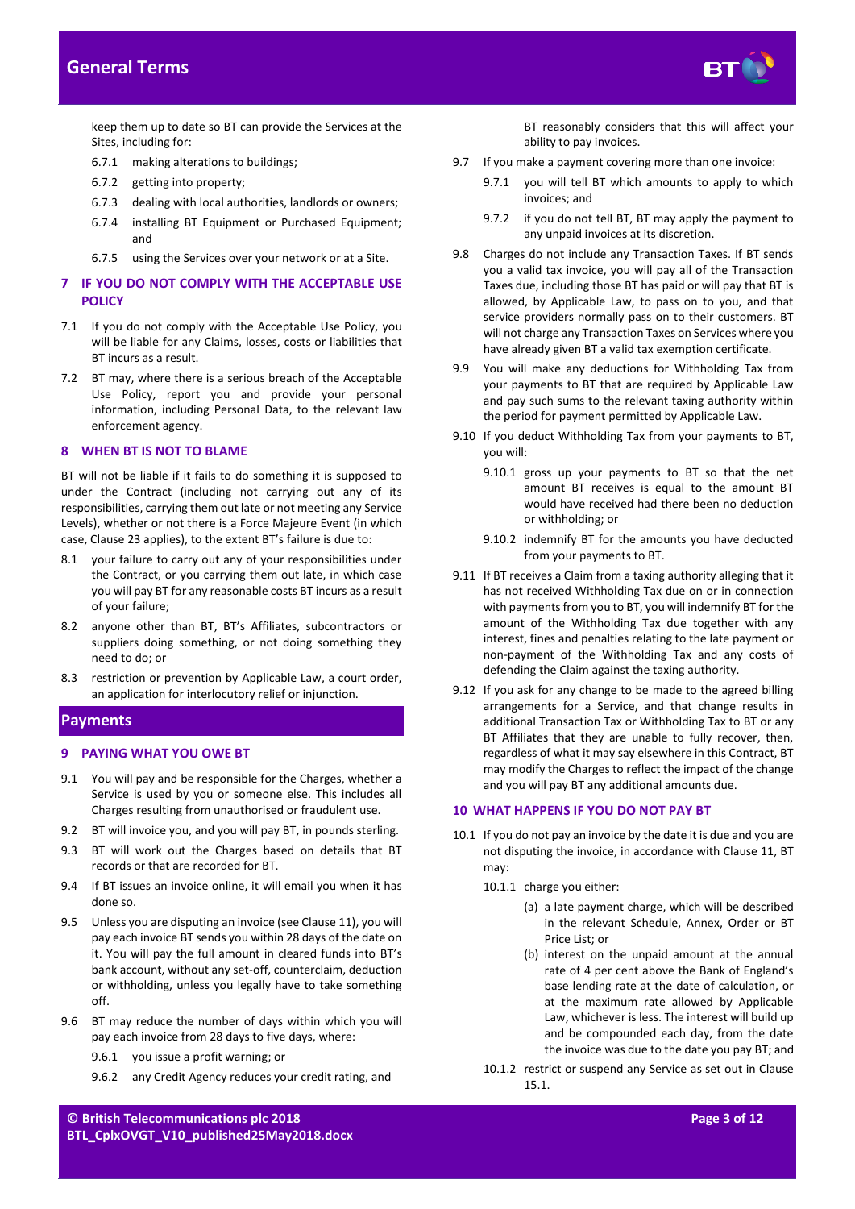keep them up to date so BT can provide the Services at the Sites, including for:

6.7.1 making alterations to buildings;

6.7.2 getting into property;

6.7.3 dealing with local authorities, landlords or owners;

6.7.4 installing BT Equipment or Purchased Equipment; and

6.7.5 using the Services over your network or at a Site.

## 7 IF YOU DO NOT COMPLY WITH THE ACCEPTABLE USE POLICY

7.1 If you do not comply with the Acceptable Use Policy, you will be liable for any Claims, losses, costs or liabilities that BT incurs as a result.

7.2 BT may, where there is a serious breach of the Acceptable Use Policy, report you and provide your personal information, including Personal Data, to the relevant law enforcement agency.

## 8 WHEN BT IS NOT TO BLAME

BT will not be liable if it fails to do something it is supposed to under the Contract (including not carrying out any of its responsibilities, carrying them out late or not meeting any Service Levels), whether or not there is a Force Majeure Event (in which case, Clause 23 applies), to the extent BT's failure is due to:

8.1 your failure to carry out any of your responsibilities under the Contract, or you carrying them out late, in which case you will pay BT for any reasonable costs BT incurs as a result of your failure;

8.2 anyone other than BT, BT's Affiliates, subcontractors or suppliers doing something, or not doing something they need to do; or

8.3 restriction or prevention by Applicable Law, a court order, an application for interlocutory relief or injunction.

# Payments

## 9 PAYING WHAT YOU OWE BT

9.1 You will pay and be responsible for the Charges, whether a Service is used by you or someone else. This includes all Charges resulting from unauthorised or fraudulent use.

9.2 BT will invoice you, and you will pay BT, in pounds sterling.

9.3 BT will work out the Charges based on details that BT records or that are recorded for BT.

9.4 If BT issues an invoice online, it will email you when it has done so.

9.5 Unless you are disputing an invoice (see Clause 11), you will pay each invoice BT sends you within 28 days of the date on it. You will pay the full amount in cleared funds into BT's bank account, without any set-off, counterclaim, deduction or withholding, unless you legally have to take something off.

9.6 BT may reduce the number of days within which you will pay each invoice from 28 days to five days, where:

9.6.1 you issue a profit warning; or

9.6.2 any Credit Agency reduces your credit rating, and BT reasonably considers that this will affect your ability to pay invoices.

9.7 If you make a payment covering more than one invoice:

9.7.1 you will tell BT which amounts to apply to which invoices; and

9.7.2 if you do not tell BT, BT may apply the payment to any unpaid invoices at its discretion.

9.8 Charges do not include any Transaction Taxes. If BT sends you a valid tax invoice, you will pay all of the Transaction Taxes due, including those BT has paid or will pay that BT is allowed, by Applicable Law, to pass on to you, and that service providers normally pass on to their customers. BT will not charge any Transaction Taxes on Services where you have already given BT a valid tax exemption certificate.

9.9 You will make any deductions for Withholding Tax from your payments to BT that are required by Applicable Law and pay such sums to the relevant taxing authority within the period for payment permitted by Applicable Law.

9.10 If you deduct Withholding Tax from your payments to BT, you will:

9.10.1 gross up your payments to BT so that the net amount BT receives is equal to the amount BT would have received had there been no deduction or withholding; or

9.10.2 indemnify BT for the amounts you have deducted from your payments to BT.

9.11 If BT receives a Claim from a taxing authority alleging that it has not received Withholding Tax due on or in connection with payments from you to BT, you will indemnify BT for the amount of the Withholding Tax due together with any interest, fines and penalties relating to the late payment or non-payment of the Withholding Tax and any costs of defending the Claim against the taxing authority.

9.12 If you ask for any change to be made to the agreed billing arrangements for a Service, and that change results in additional Transaction Tax or Withholding Tax to BT or any BT Affiliates that they are unable to fully recover, then, regardless of what it may say elsewhere in this Contract, BT may modify the Charges to reflect the impact of the change and you will pay BT any additional amounts due.

## 10 WHAT HAPPENS IF YOU DO NOT PAY BT

10.1 If you do not pay an invoice by the date it is due and you are not disputing the invoice, in accordance with Clause 11, BT may:

10.1.1 charge you either:

(a) a late payment charge, which will be described in the relevant Schedule, Annex, Order or BT Price List; or

(b) interest on the unpaid amount at the annual rate of 4 per cent above the Bank of England's base lending rate at the date of calculation, or at the maximum rate allowed by Applicable Law, whichever is less. The interest will build up and be compounded each day, from the date the invoice was due to the date you pay BT; and

10.1.2 restrict or suspend any Service as set out in Clause 15.1.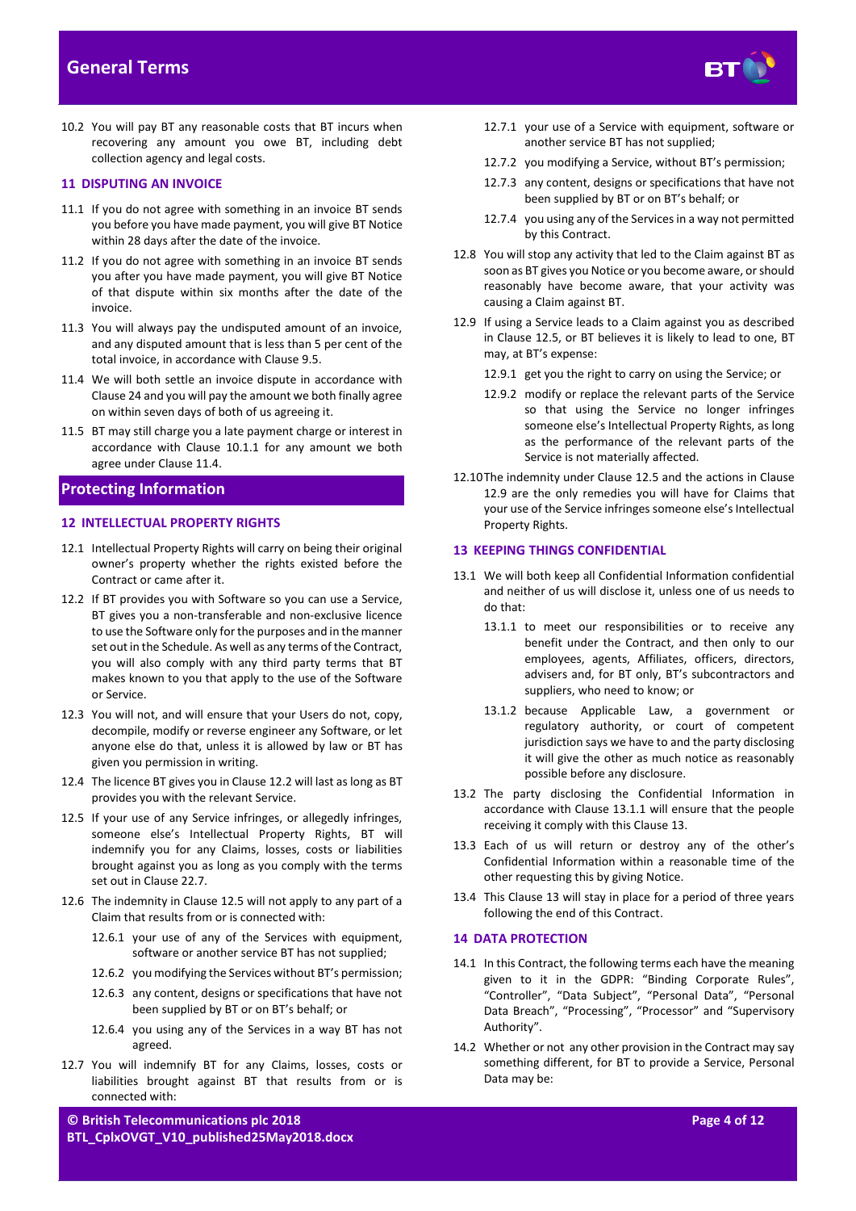10.2 You will pay BT any reasonable costs that BT incurs when recovering any amount you owe BT, including debt collection agency and legal costs.

### 11 DISPUTING AN INVOICE

11.1 If you do not agree with something in an invoice BT sends you before you have made payment, you will give BT Notice within 28 days after the date of the invoice.

11.2 If you do not agree with something in an invoice BT sends you after you have made payment, you will give BT Notice of that dispute within six months after the date of the invoice.

11.3 You will always pay the undisputed amount of an invoice, and any disputed amount that is less than 5 per cent of the total invoice, in accordance with Clause 9.5.

11.4 We will both settle an invoice dispute in accordance with Clause 24 and you will pay the amount we both finally agree on within seven days of both of us agreeing it.

11.5 BT may still charge you a late payment charge or interest in accordance with Clause 10.1.1 for any amount we both agree under Clause 11.4.

## Protecting Information

### 12 INTELLECTUAL PROPERTY RIGHTS

12.1 Intellectual Property Rights will carry on being their original owner's property whether the rights existed before the Contract or came after it.

12.2 If BT provides you with Software so you can use a Service, BT gives you a non-transferable and non-exclusive licence to use the Software only for the purposes and in the manner set out in the Schedule. As well as any terms of the Contract, you will also comply with any third party terms that BT makes known to you that apply to the use of the Software or Service.

12.3 You will not, and will ensure that your Users do not, copy, decompile, modify or reverse engineer any Software, or let anyone else do that, unless it is allowed by law or BT has given you permission in writing.

12.4 The licence BT gives you in Clause 12.2 will last as long as BT provides you with the relevant Service.

12.5 If your use of any Service infringes, or allegedly infringes, someone else's Intellectual Property Rights, BT will indemnify you for any Claims, losses, costs or liabilities brought against you as long as you comply with the terms set out in Clause 22.7.

12.6 The indemnity in Clause 12.5 will not apply to any part of a Claim that results from or is connected with:

12.6.1 your use of any of the Services with equipment, software or another service BT has not supplied;

12.6.2 you modifying the Services without BT's permission;

12.6.3 any content, designs or specifications that have not been supplied by BT or on BT's behalf; or

12.6.4 you using any of the Services in a way BT has not agreed.

12.7 You will indemnify BT for any Claims, losses, costs or liabilities brought against BT that results from or is connected with:

12.7.1 your use of a Service with equipment, software or another service BT has not supplied;

12.7.2 you modifying a Service, without BT's permission;

12.7.3 any content, designs or specifications that have not been supplied by BT or on BT's behalf; or

12.7.4 you using any of the Services in a way not permitted by this Contract.

12.8 You will stop any activity that led to the Claim against BT as soon as BT gives you Notice or you become aware, or should reasonably have become aware, that your activity was causing a Claim against BT.

12.9 If using a Service leads to a Claim against you as described in Clause 12.5, or BT believes it is likely to lead to one, BT may, at BT's expense:

12.9.1 get you the right to carry on using the Service; or

12.9.2 modify or replace the relevant parts of the Service so that using the Service no longer infringes someone else's Intellectual Property Rights, as long as the performance of the relevant parts of the Service is not materially affected.

12.10 The indemnity under Clause 12.5 and the actions in Clause 12.9 are the only remedies you will have for Claims that your use of the Service infringes someone else's Intellectual Property Rights.

### 13 KEEPING THINGS CONFIDENTIAL

13.1 We will both keep all Confidential Information confidential and neither of us will disclose it, unless one of us needs to do that:

13.1.1 to meet our responsibilities or to receive any benefit under the Contract, and then only to our employees, agents, Affiliates, officers, directors, advisers and, for BT only, BT's subcontractors and suppliers, who need to know; or

13.1.2 because Applicable Law, a government or regulatory authority, or court of competent jurisdiction says we have to and the party disclosing it will give the other as much notice as reasonably possible before any disclosure.

13.2 The party disclosing the Confidential Information in accordance with Clause 13.1.1 will ensure that the people receiving it comply with this Clause 13.

13.3 Each of us will return or destroy any of the other's Confidential Information within a reasonable time of the other requesting this by giving Notice.

13.4 This Clause 13 will stay in place for a period of three years following the end of this Contract.

### 14 DATA PROTECTION

14.1 In this Contract, the following terms each have the meaning given to it in the GDPR: "Binding Corporate Rules", "Controller", "Data Subject", "Personal Data", "Personal Data Breach", "Processing", "Processor" and "Supervisory Authority".

14.2 Whether or not any other provision in the Contract may say something different, for BT to provide a Service, Personal Data may be: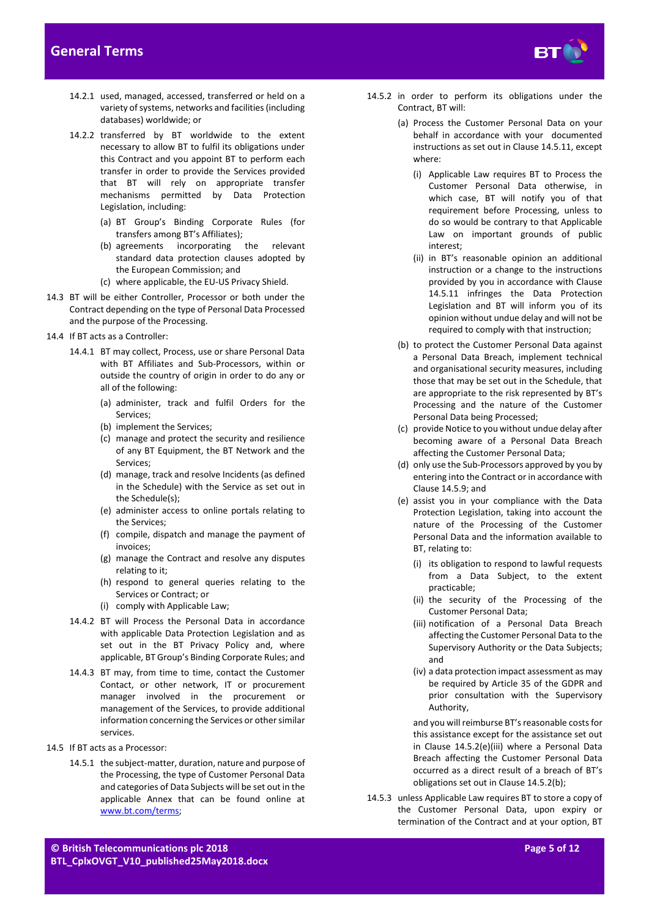14.2.1 used, managed, accessed, transferred or held on a variety of systems, networks and facilities (including databases) worldwide; or

14.2.2 transferred by BT worldwide to the extent necessary to allow BT to fulfil its obligations under this Contract and you appoint BT to perform each transfer in order to provide the Services provided that BT will rely on appropriate transfer mechanisms permitted by Data Protection Legislation, including:

(a) BT Group's Binding Corporate Rules (for transfers among BT's Affiliates);

(b) agreements incorporating the relevant standard data protection clauses adopted by the European Commission; and

(c) where applicable, the EU-US Privacy Shield.

14.3 BT will be either Controller, Processor or both under the Contract depending on the type of Personal Data Processed and the purpose of the Processing.

14.4 If BT acts as a Controller:

14.4.1 BT may collect, Process, use or share Personal Data with BT Affiliates and Sub-Processors, within or outside the country of origin in order to do any or all of the following:

(a) administer, track and fulfil Orders for the Services;

(b) implement the Services;

(c) manage and protect the security and resilience of any BT Equipment, the BT Network and the Services;

(d) manage, track and resolve Incidents (as defined in the Schedule) with the Service as set out in the Schedule(s);

(e) administer access to online portals relating to the Services;

(f) compile, dispatch and manage the payment of invoices;

(g) manage the Contract and resolve any disputes relating to it;

(h) respond to general queries relating to the Services or Contract; or

(i) comply with Applicable Law;

14.4.2 BT will Process the Personal Data in accordance with applicable Data Protection Legislation and as set out in the BT Privacy Policy and, where applicable, BT Group's Binding Corporate Rules; and

14.4.3 BT may, from time to time, contact the Customer Contact, or other network, IT or procurement manager involved in the procurement or management of the Services, to provide additional information concerning the Services or other similar services.

14.5 If BT acts as a Processor:

14.5.1 the subject-matter, duration, nature and purpose of the Processing, the type of Customer Personal Data and categories of Data Subjects will be set out in the applicable Annex that can be found online at www.bt.com/terms;

14.5.2 in order to perform its obligations under the Contract, BT will:

(a) Process the Customer Personal Data on your behalf in accordance with your documented instructions as set out in Clause 14.5.11, except where:

(i) Applicable Law requires BT to Process the Customer Personal Data otherwise, in which case, BT will notify you of that requirement before Processing, unless to do so would be contrary to that Applicable Law on important grounds of public interest;

(ii) in BT's reasonable opinion an additional instruction or a change to the instructions provided by you in accordance with Clause 14.5.11 infringes the Data Protection Legislation and BT will inform you of its opinion without undue delay and will not be required to comply with that instruction;

(b) to protect the Customer Personal Data against a Personal Data Breach, implement technical and organisational security measures, including those that may be set out in the Schedule, that are appropriate to the risk represented by BT's Processing and the nature of the Customer Personal Data being Processed;

(c) provide Notice to you without undue delay after becoming aware of a Personal Data Breach affecting the Customer Personal Data;

(d) only use the Sub-Processors approved by you by entering into the Contract or in accordance with Clause 14.5.9; and

(e) assist you in your compliance with the Data Protection Legislation, taking into account the nature of the Processing of the Customer Personal Data and the information available to BT, relating to:

(i) its obligation to respond to lawful requests from a Data Subject, to the extent practicable;

(ii) the security of the Processing of the Customer Personal Data;

(iii) notification of a Personal Data Breach affecting the Customer Personal Data to the Supervisory Authority or the Data Subjects; and

(iv) a data protection impact assessment as may be required by Article 35 of the GDPR and prior consultation with the Supervisory Authority,

and you will reimburse BT's reasonable costs for this assistance except for the assistance set out in Clause 14.5.2(e)(iii) where a Personal Data Breach affecting the Customer Personal Data occurred as a direct result of a breach of BT's obligations set out in Clause 14.5.2(b);

14.5.3 unless Applicable Law requires BT to store a copy of the Customer Personal Data, upon expiry or termination of the Contract and at your option, BT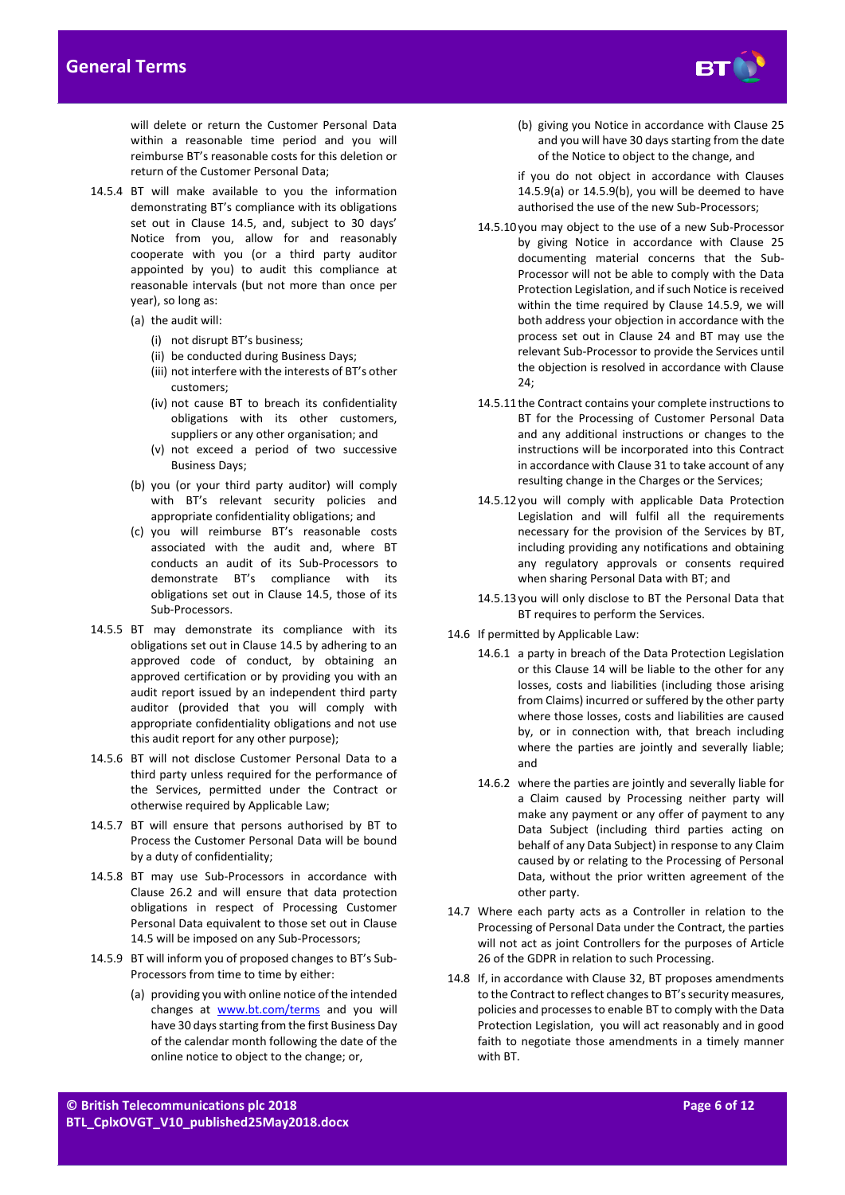will delete or return the Customer Personal Data within a reasonable time period and you will reimburse BT's reasonable costs for this deletion or return of the Customer Personal Data;

14.5.4 BT will make available to you the information demonstrating BT's compliance with its obligations set out in Clause 14.5, and, subject to 30 days' Notice from you, allow for and reasonably cooperate with you (or a third party auditor appointed by you) to audit this compliance at reasonable intervals (but not more than once per year), so long as:

(a) the audit will:

(i) not disrupt BT's business;

(ii) be conducted during Business Days;

(iii) not interfere with the interests of BT's other customers;

(iv) not cause BT to breach its confidentiality obligations with its other customers, suppliers or any other organisation; and

(v) not exceed a period of two successive Business Days;

(b) you (or your third party auditor) will comply with BT's relevant security policies and appropriate confidentiality obligations; and

(c) you will reimburse BT's reasonable costs associated with the audit and, where BT conducts an audit of its Sub-Processors to demonstrate BT's compliance with its obligations set out in Clause 14.5, those of its Sub-Processors.

14.5.5 BT may demonstrate its compliance with its obligations set out in Clause 14.5 by adhering to an approved code of conduct, by obtaining an approved certification or by providing you with an audit report issued by an independent third party auditor (provided that you will comply with appropriate confidentiality obligations and not use this audit report for any other purpose);

14.5.6 BT will not disclose Customer Personal Data to a third party unless required for the performance of the Services, permitted under the Contract or otherwise required by Applicable Law;

14.5.7 BT will ensure that persons authorised by BT to Process the Customer Personal Data will be bound by a duty of confidentiality;

14.5.8 BT may use Sub-Processors in accordance with Clause 26.2 and will ensure that data protection obligations in respect of Processing Customer Personal Data equivalent to those set out in Clause 14.5 will be imposed on any Sub-Processors;

14.5.9 BT will inform you of proposed changes to BT's Sub-Processors from time to time by either:

(a) providing you with online notice of the intended changes at www.bt.com/terms and you will have 30 days starting from the first Business Day of the calendar month following the date of the online notice to object to the change; or,

(b) giving you Notice in accordance with Clause 25 and you will have 30 days starting from the date of the Notice to object to the change, and

if you do not object in accordance with Clauses 14.5.9(a) or 14.5.9(b), you will be deemed to have authorised the use of the new Sub-Processors;

14.5.10 you may object to the use of a new Sub-Processor by giving Notice in accordance with Clause 25 documenting material concerns that the Sub-Processor will not be able to comply with the Data Protection Legislation, and if such Notice is received within the time required by Clause 14.5.9, we will both address your objection in accordance with the process set out in Clause 24 and BT may use the relevant Sub-Processor to provide the Services until the objection is resolved in accordance with Clause 24;

14.5.11 the Contract contains your complete instructions to BT for the Processing of Customer Personal Data and any additional instructions or changes to the instructions will be incorporated into this Contract in accordance with Clause 31 to take account of any resulting change in the Charges or the Services;

14.5.12 you will comply with applicable Data Protection Legislation and will fulfil all the requirements necessary for the provision of the Services by BT, including providing any notifications and obtaining any regulatory approvals or consents required when sharing Personal Data with BT; and

14.5.13 you will only disclose to BT the Personal Data that BT requires to perform the Services.

14.6 If permitted by Applicable Law:

14.6.1 a party in breach of the Data Protection Legislation or this Clause 14 will be liable to the other for any losses, costs and liabilities (including those arising from Claims) incurred or suffered by the other party where those losses, costs and liabilities are caused by, or in connection with, that breach including where the parties are jointly and severally liable; and

14.6.2 where the parties are jointly and severally liable for a Claim caused by Processing neither party will make any payment or any offer of payment to any Data Subject (including third parties acting on behalf of any Data Subject) in response to any Claim caused by or relating to the Processing of Personal Data, without the prior written agreement of the other party.

14.7 Where each party acts as a Controller in relation to the Processing of Personal Data under the Contract, the parties will not act as joint Controllers for the purposes of Article 26 of the GDPR in relation to such Processing.

14.8 If, in accordance with Clause 32, BT proposes amendments to the Contract to reflect changes to BT's security measures, policies and processes to enable BT to comply with the Data Protection Legislation, you will act reasonably and in good faith to negotiate those amendments in a timely manner with BT.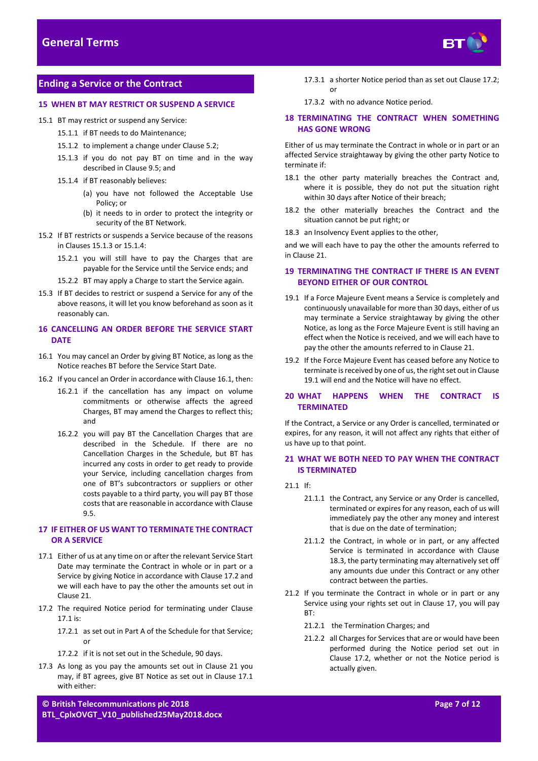## Ending a Service or the Contract

### 15 WHEN BT MAY RESTRICT OR SUSPEND A SERVICE

15.1 BT may restrict or suspend any Service:

15.1.1 if BT needs to do Maintenance;

15.1.2 to implement a change under Clause 5.2;

15.1.3 if you do not pay BT on time and in the way described in Clause 9.5; and

15.1.4 if BT reasonably believes:

(a) you have not followed the Acceptable Use Policy; or

(b) it needs to in order to protect the integrity or security of the BT Network.

15.2 If BT restricts or suspends a Service because of the reasons in Clauses 15.1.3 or 15.1.4:

15.2.1 you will still have to pay the Charges that are payable for the Service until the Service ends; and

15.2.2 BT may apply a Charge to start the Service again.

15.3 If BT decides to restrict or suspend a Service for any of the above reasons, it will let you know beforehand as soon as it reasonably can.

### 16 CANCELLING AN ORDER BEFORE THE SERVICE START DATE

16.1 You may cancel an Order by giving BT Notice, as long as the Notice reaches BT before the Service Start Date.

16.2 If you cancel an Order in accordance with Clause 16.1, then:

16.2.1 if the cancellation has any impact on volume commitments or otherwise affects the agreed Charges, BT may amend the Charges to reflect this; and

16.2.2 you will pay BT the Cancellation Charges that are described in the Schedule. If there are no Cancellation Charges in the Schedule, but BT has incurred any costs in order to get ready to provide your Service, including cancellation charges from one of BT's subcontractors or suppliers or other costs payable to a third party, you will pay BT those costs that are reasonable in accordance with Clause 9.5.

### 17 IF EITHER OF US WANT TO TERMINATE THE CONTRACT OR A SERVICE

17.1 Either of us at any time on or after the relevant Service Start Date may terminate the Contract in whole or in part or a Service by giving Notice in accordance with Clause 17.2 and we will each have to pay the other the amounts set out in Clause 21.

17.2 The required Notice period for terminating under Clause 17.1 is:

17.2.1 as set out in Part A of the Schedule for that Service; or

17.2.2 if it is not set out in the Schedule, 90 days.

17.3 As long as you pay the amounts set out in Clause 21 you may, if BT agrees, give BT Notice as set out in Clause 17.1 with either:

17.3.1 a shorter Notice period than as set out Clause 17.2; or

17.3.2 with no advance Notice period.

### 18 TERMINATING THE CONTRACT WHEN SOMETHING HAS GONE WRONG

Either of us may terminate the Contract in whole or in part or an affected Service straightaway by giving the other party Notice to terminate if:

18.1 the other party materially breaches the Contract and, where it is possible, they do not put the situation right within 30 days after Notice of their breach;

18.2 the other materially breaches the Contract and the situation cannot be put right; or

18.3 an Insolvency Event applies to the other,

and we will each have to pay the other the amounts referred to in Clause 21.

### 19 TERMINATING THE CONTRACT IF THERE IS AN EVENT BEYOND EITHER OF OUR CONTROL

19.1 If a Force Majeure Event means a Service is completely and continuously unavailable for more than 30 days, either of us may terminate a Service straightaway by giving the other Notice, as long as the Force Majeure Event is still having an effect when the Notice is received, and we will each have to pay the other the amounts referred to in Clause 21.

19.2 If the Force Majeure Event has ceased before any Notice to terminate is received by one of us, the right set out in Clause 19.1 will end and the Notice will have no effect.

### 20 WHAT HAPPENS WHEN THE CONTRACT IS TERMINATED

If the Contract, a Service or any Order is cancelled, terminated or expires, for any reason, it will not affect any rights that either of us have up to that point.

### 21 WHAT WE BOTH NEED TO PAY WHEN THE CONTRACT IS TERMINATED

21.1 If:

21.1.1 the Contract, any Service or any Order is cancelled, terminated or expires for any reason, each of us will immediately pay the other any money and interest that is due on the date of termination;

21.1.2 the Contract, in whole or in part, or any affected Service is terminated in accordance with Clause 18.3, the party terminating may alternatively set off any amounts due under this Contract or any other contract between the parties.

21.2 If you terminate the Contract in whole or in part or any Service using your rights set out in Clause 17, you will pay BT:

21.2.1 the Termination Charges; and

21.2.2 all Charges for Services that are or would have been performed during the Notice period set out in Clause 17.2, whether or not the Notice period is actually given.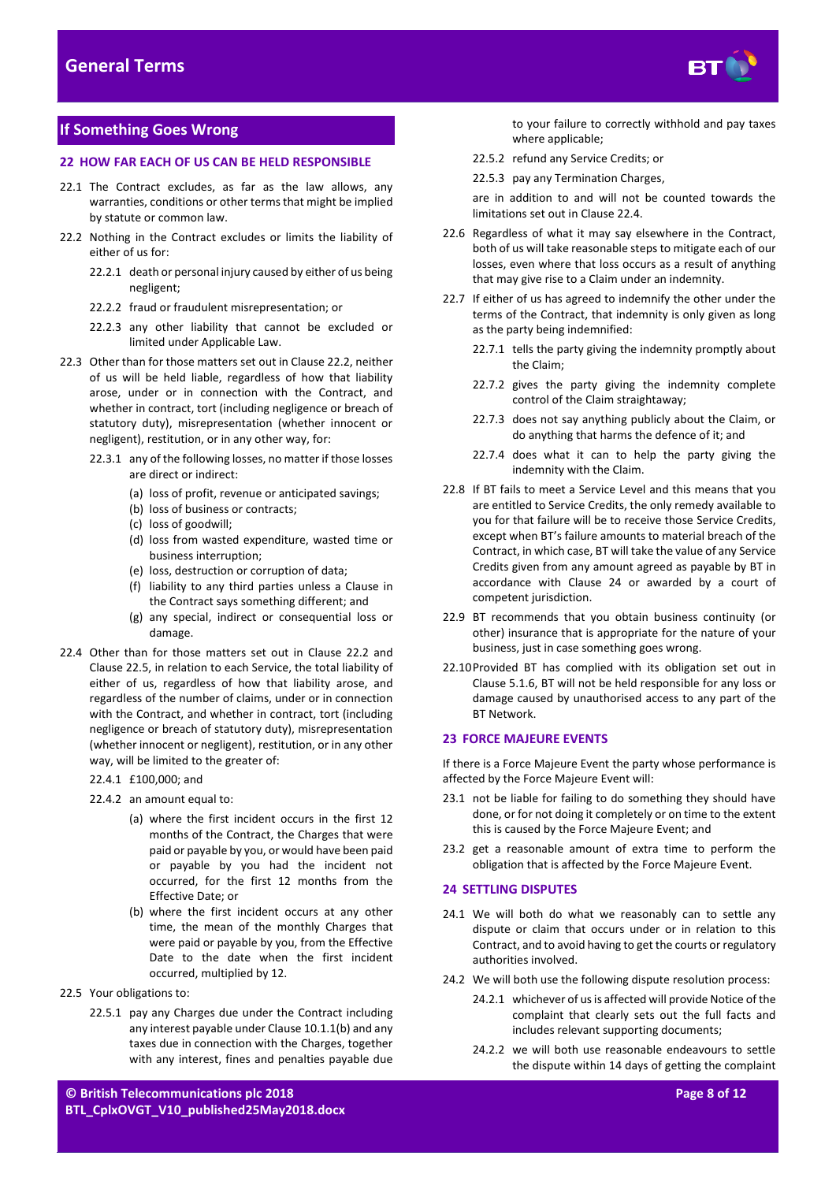## If Something Goes Wrong

### 22 HOW FAR EACH OF US CAN BE HELD RESPONSIBLE

22.1 The Contract excludes, as far as the law allows, any warranties, conditions or other terms that might be implied by statute or common law.

22.2 Nothing in the Contract excludes or limits the liability of either of us for:

22.2.1 death or personal injury caused by either of us being negligent;

22.2.2 fraud or fraudulent misrepresentation; or

22.2.3 any other liability that cannot be excluded or limited under Applicable Law.

22.3 Other than for those matters set out in Clause 22.2, neither of us will be held liable, regardless of how that liability arose, under or in connection with the Contract, and whether in contract, tort (including negligence or breach of statutory duty), misrepresentation (whether innocent or negligent), restitution, or in any other way, for:

22.3.1 any of the following losses, no matter if those losses are direct or indirect:

(a) loss of profit, revenue or anticipated savings;
(b) loss of business or contracts;
(c) loss of goodwill;
(d) loss from wasted expenditure, wasted time or business interruption;
(e) loss, destruction or corruption of data;
(f) liability to any third parties unless a Clause in the Contract says something different; and
(g) any special, indirect or consequential loss or damage.

22.4 Other than for those matters set out in Clause 22.2 and Clause 22.5, in relation to each Service, the total liability of either of us, regardless of how that liability arose, and regardless of the number of claims, under or in connection with the Contract, and whether in contract, tort (including negligence or breach of statutory duty), misrepresentation (whether innocent or negligent), restitution, or in any other way, will be limited to the greater of:

22.4.1 £100,000; and

22.4.2 an amount equal to:

(a) where the first incident occurs in the first 12 months of the Contract, the Charges that were paid or payable by you, or would have been paid or payable by you had the incident not occurred, for the first 12 months from the Effective Date; or
(b) where the first incident occurs at any other time, the mean of the monthly Charges that were paid or payable by you, from the Effective Date to the date when the first incident occurred, multiplied by 12.

22.5 Your obligations to:

22.5.1 pay any Charges due under the Contract including any interest payable under Clause 10.1.1(b) and any taxes due in connection with the Charges, together with any interest, fines and penalties payable due to your failure to correctly withhold and pay taxes where applicable;

22.5.2 refund any Service Credits; or

22.5.3 pay any Termination Charges,

are in addition to and will not be counted towards the limitations set out in Clause 22.4.

22.6 Regardless of what it may say elsewhere in the Contract, both of us will take reasonable steps to mitigate each of our losses, even where that loss occurs as a result of anything that may give rise to a Claim under an indemnity.

22.7 If either of us has agreed to indemnify the other under the terms of the Contract, that indemnity is only given as long as the party being indemnified:

22.7.1 tells the party giving the indemnity promptly about the Claim;

22.7.2 gives the party giving the indemnity complete control of the Claim straightaway;

22.7.3 does not say anything publicly about the Claim, or do anything that harms the defence of it; and

22.7.4 does what it can to help the party giving the indemnity with the Claim.

22.8 If BT fails to meet a Service Level and this means that you are entitled to Service Credits, the only remedy available to you for that failure will be to receive those Service Credits, except when BT's failure amounts to material breach of the Contract, in which case, BT will take the value of any Service Credits given from any amount agreed as payable by BT in accordance with Clause 24 or awarded by a court of competent jurisdiction.

22.9 BT recommends that you obtain business continuity (or other) insurance that is appropriate for the nature of your business, just in case something goes wrong.

22.10 Provided BT has complied with its obligation set out in Clause 5.1.6, BT will not be held responsible for any loss or damage caused by unauthorised access to any part of the BT Network.

### 23 FORCE MAJEURE EVENTS

If there is a Force Majeure Event the party whose performance is affected by the Force Majeure Event will:

23.1 not be liable for failing to do something they should have done, or for not doing it completely or on time to the extent this is caused by the Force Majeure Event; and

23.2 get a reasonable amount of extra time to perform the obligation that is affected by the Force Majeure Event.

### 24 SETTLING DISPUTES

24.1 We will both do what we reasonably can to settle any dispute or claim that occurs under or in relation to this Contract, and to avoid having to get the courts or regulatory authorities involved.

24.2 We will both use the following dispute resolution process:

24.2.1 whichever of us is affected will provide Notice of the complaint that clearly sets out the full facts and includes relevant supporting documents;

24.2.2 we will both use reasonable endeavours to settle the dispute within 14 days of getting the complaint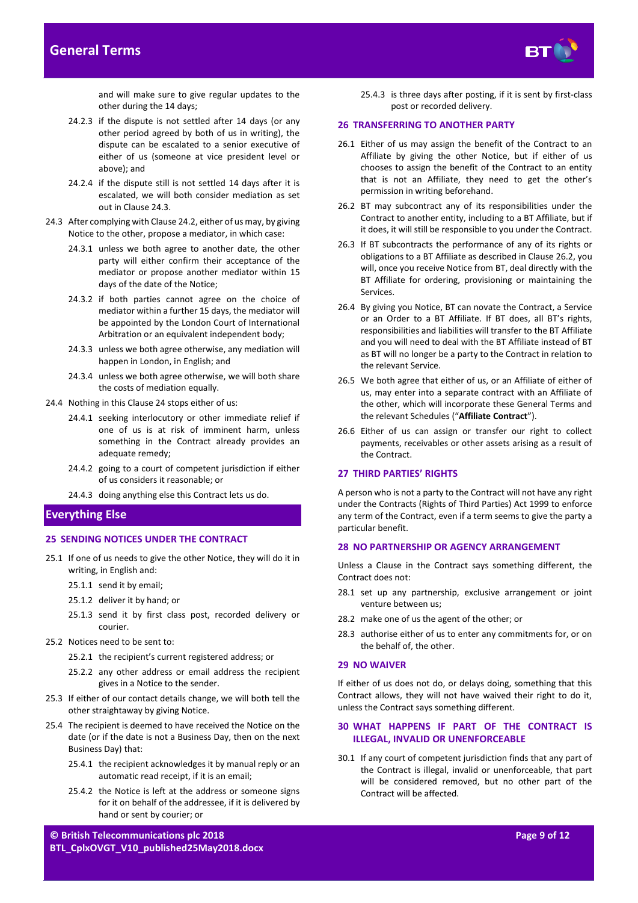and will make sure to give regular updates to the other during the 14 days;

24.2.3 if the dispute is not settled after 14 days (or any other period agreed by both of us in writing), the dispute can be escalated to a senior executive of either of us (someone at vice president level or above); and

24.2.4 if the dispute still is not settled 14 days after it is escalated, we will both consider mediation as set out in Clause 24.3.

24.3 After complying with Clause 24.2, either of us may, by giving Notice to the other, propose a mediator, in which case:

24.3.1 unless we both agree to another date, the other party will either confirm their acceptance of the mediator or propose another mediator within 15 days of the date of the Notice;

24.3.2 if both parties cannot agree on the choice of mediator within a further 15 days, the mediator will be appointed by the London Court of International Arbitration or an equivalent independent body;

24.3.3 unless we both agree otherwise, any mediation will happen in London, in English; and

24.3.4 unless we both agree otherwise, we will both share the costs of mediation equally.

24.4 Nothing in this Clause 24 stops either of us:

24.4.1 seeking interlocutory or other immediate relief if one of us is at risk of imminent harm, unless something in the Contract already provides an adequate remedy;

24.4.2 going to a court of competent jurisdiction if either of us considers it reasonable; or

24.4.3 doing anything else this Contract lets us do.

## Everything Else

### 25 SENDING NOTICES UNDER THE CONTRACT

25.1 If one of us needs to give the other Notice, they will do it in writing, in English and:

25.1.1 send it by email;

25.1.2 deliver it by hand; or

25.1.3 send it by first class post, recorded delivery or courier.

25.2 Notices need to be sent to:

25.2.1 the recipient's current registered address; or

25.2.2 any other address or email address the recipient gives in a Notice to the sender.

25.3 If either of our contact details change, we will both tell the other straightaway by giving Notice.

25.4 The recipient is deemed to have received the Notice on the date (or if the date is not a Business Day, then on the next Business Day) that:

25.4.1 the recipient acknowledges it by manual reply or an automatic read receipt, if it is an email;

25.4.2 the Notice is left at the address or someone signs for it on behalf of the addressee, if it is delivered by hand or sent by courier; or

25.4.3 is three days after posting, if it is sent by first-class post or recorded delivery.

### 26 TRANSFERRING TO ANOTHER PARTY

26.1 Either of us may assign the benefit of the Contract to an Affiliate by giving the other Notice, but if either of us chooses to assign the benefit of the Contract to an entity that is not an Affiliate, they need to get the other's permission in writing beforehand.

26.2 BT may subcontract any of its responsibilities under the Contract to another entity, including to a BT Affiliate, but if it does, it will still be responsible to you under the Contract.

26.3 If BT subcontracts the performance of any of its rights or obligations to a BT Affiliate as described in Clause 26.2, you will, once you receive Notice from BT, deal directly with the BT Affiliate for ordering, provisioning or maintaining the Services.

26.4 By giving you Notice, BT can novate the Contract, a Service or an Order to a BT Affiliate. If BT does, all BT's rights, responsibilities and liabilities will transfer to the BT Affiliate and you will need to deal with the BT Affiliate instead of BT as BT will no longer be a party to the Contract in relation to the relevant Service.

26.5 We both agree that either of us, or an Affiliate of either of us, may enter into a separate contract with an Affiliate of the other, which will incorporate these General Terms and the relevant Schedules ("**Affiliate Contract**").

26.6 Either of us can assign or transfer our right to collect payments, receivables or other assets arising as a result of the Contract.

### 27 THIRD PARTIES' RIGHTS

A person who is not a party to the Contract will not have any right under the Contracts (Rights of Third Parties) Act 1999 to enforce any term of the Contract, even if a term seems to give the party a particular benefit.

### 28 NO PARTNERSHIP OR AGENCY ARRANGEMENT

Unless a Clause in the Contract says something different, the Contract does not:

28.1 set up any partnership, exclusive arrangement or joint venture between us;

28.2 make one of us the agent of the other; or

28.3 authorise either of us to enter any commitments for, or on the behalf of, the other.

### 29 NO WAIVER

If either of us does not do, or delays doing, something that this Contract allows, they will not have waived their right to do it, unless the Contract says something different.

### 30 WHAT HAPPENS IF PART OF THE CONTRACT IS ILLEGAL, INVALID OR UNENFORCEABLE

30.1 If any court of competent jurisdiction finds that any part of the Contract is illegal, invalid or unenforceable, that part will be considered removed, but no other part of the Contract will be affected.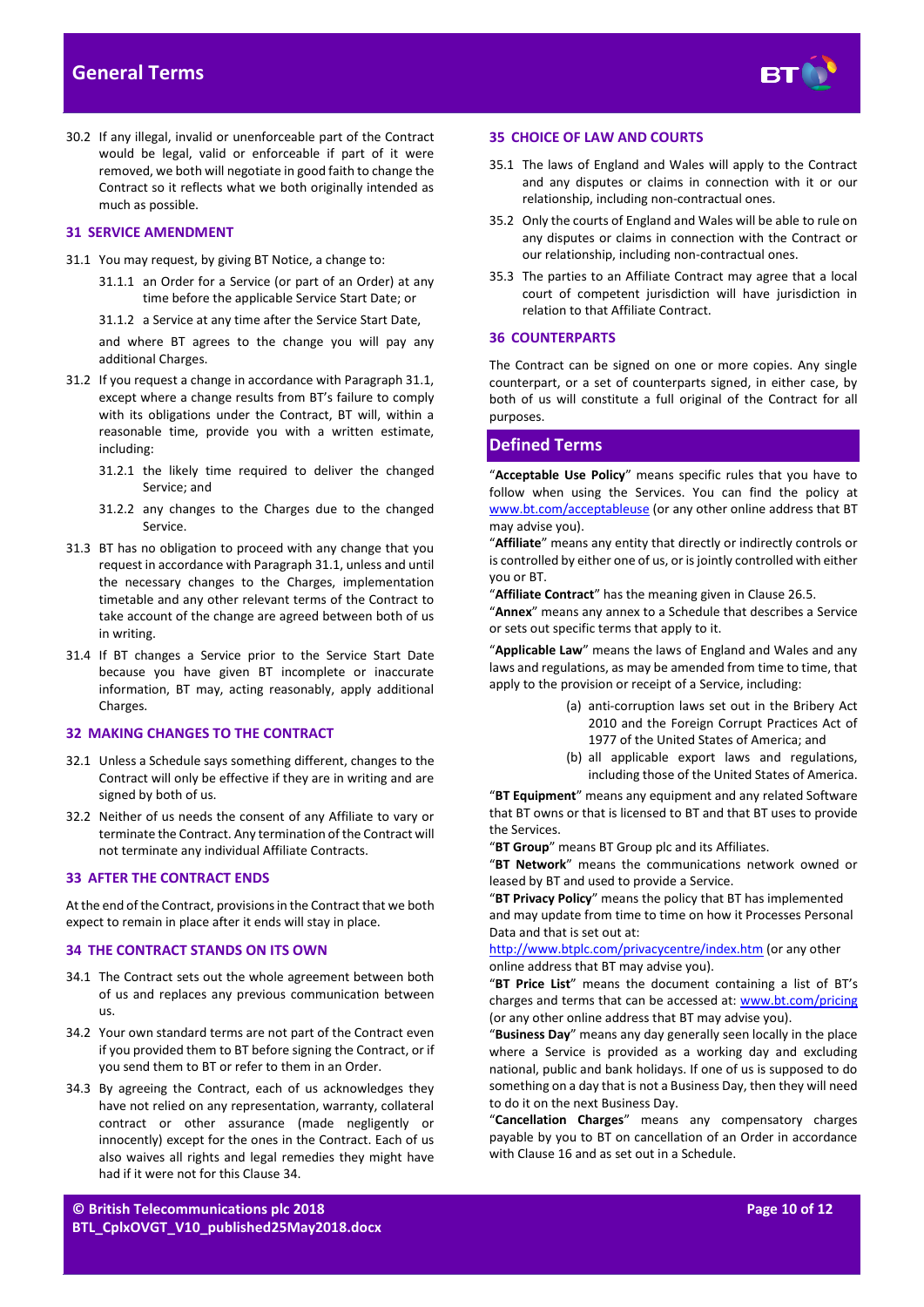30.2 If any illegal, invalid or unenforceable part of the Contract would be legal, valid or enforceable if part of it were removed, we both will negotiate in good faith to change the Contract so it reflects what we both originally intended as much as possible.

## 31 SERVICE AMENDMENT

31.1 You may request, by giving BT Notice, a change to:

31.1.1 an Order for a Service (or part of an Order) at any time before the applicable Service Start Date; or

31.1.2 a Service at any time after the Service Start Date,

and where BT agrees to the change you will pay any additional Charges.

31.2 If you request a change in accordance with Paragraph 31.1, except where a change results from BT's failure to comply with its obligations under the Contract, BT will, within a reasonable time, provide you with a written estimate, including:

31.2.1 the likely time required to deliver the changed Service; and

31.2.2 any changes to the Charges due to the changed Service.

31.3 BT has no obligation to proceed with any change that you request in accordance with Paragraph 31.1, unless and until the necessary changes to the Charges, implementation timetable and any other relevant terms of the Contract to take account of the change are agreed between both of us in writing.

31.4 If BT changes a Service prior to the Service Start Date because you have given BT incomplete or inaccurate information, BT may, acting reasonably, apply additional Charges.

## 32 MAKING CHANGES TO THE CONTRACT

32.1 Unless a Schedule says something different, changes to the Contract will only be effective if they are in writing and are signed by both of us.

32.2 Neither of us needs the consent of any Affiliate to vary or terminate the Contract. Any termination of the Contract will not terminate any individual Affiliate Contracts.

## 33 AFTER THE CONTRACT ENDS

At the end of the Contract, provisions in the Contract that we both expect to remain in place after it ends will stay in place.

## 34 THE CONTRACT STANDS ON ITS OWN

34.1 The Contract sets out the whole agreement between both of us and replaces any previous communication between us.

34.2 Your own standard terms are not part of the Contract even if you provided them to BT before signing the Contract, or if you send them to BT or refer to them in an Order.

34.3 By agreeing the Contract, each of us acknowledges they have not relied on any representation, warranty, collateral contract or other assurance (made negligently or innocently) except for the ones in the Contract. Each of us also waives all rights and legal remedies they might have had if it were not for this Clause 34.

## 35 CHOICE OF LAW AND COURTS

35.1 The laws of England and Wales will apply to the Contract and any disputes or claims in connection with it or our relationship, including non-contractual ones.

35.2 Only the courts of England and Wales will be able to rule on any disputes or claims in connection with the Contract or our relationship, including non-contractual ones.

35.3 The parties to an Affiliate Contract may agree that a local court of competent jurisdiction will have jurisdiction in relation to that Affiliate Contract.

## 36 COUNTERPARTS

The Contract can be signed on one or more copies. Any single counterpart, or a set of counterparts signed, in either case, by both of us will constitute a full original of the Contract for all purposes.

# Defined Terms

"**Acceptable Use Policy**" means specific rules that you have to follow when using the Services. You can find the policy at www.bt.com/acceptableuse (or any other online address that BT may advise you).

"**Affiliate**" means any entity that directly or indirectly controls or is controlled by either one of us, or is jointly controlled with either you or BT.

"**Affiliate Contract**" has the meaning given in Clause 26.5.

"**Annex**" means any annex to a Schedule that describes a Service or sets out specific terms that apply to it.

"**Applicable Law**" means the laws of England and Wales and any laws and regulations, as may be amended from time to time, that apply to the provision or receipt of a Service, including:

(a) anti-corruption laws set out in the Bribery Act 2010 and the Foreign Corrupt Practices Act of 1977 of the United States of America; and

(b) all applicable export laws and regulations, including those of the United States of America.

"**BT Equipment**" means any equipment and any related Software that BT owns or that is licensed to BT and that BT uses to provide the Services.

"**BT Group**" means BT Group plc and its Affiliates.

"**BT Network**" means the communications network owned or leased by BT and used to provide a Service.

"**BT Privacy Policy**" means the policy that BT has implemented and may update from time to time on how it Processes Personal Data and that is set out at: http://www.btplc.com/privacycentre/index.htm (or any other online address that BT may advise you).

"**BT Price List**" means the document containing a list of BT's charges and terms that can be accessed at: www.bt.com/pricing (or any other online address that BT may advise you).

"**Business Day**" means any day generally seen locally in the place where a Service is provided as a working day and excluding national, public and bank holidays. If one of us is supposed to do something on a day that is not a Business Day, then they will need to do it on the next Business Day.

"**Cancellation Charges**" means any compensatory charges payable by you to BT on cancellation of an Order in accordance with Clause 16 and as set out in a Schedule.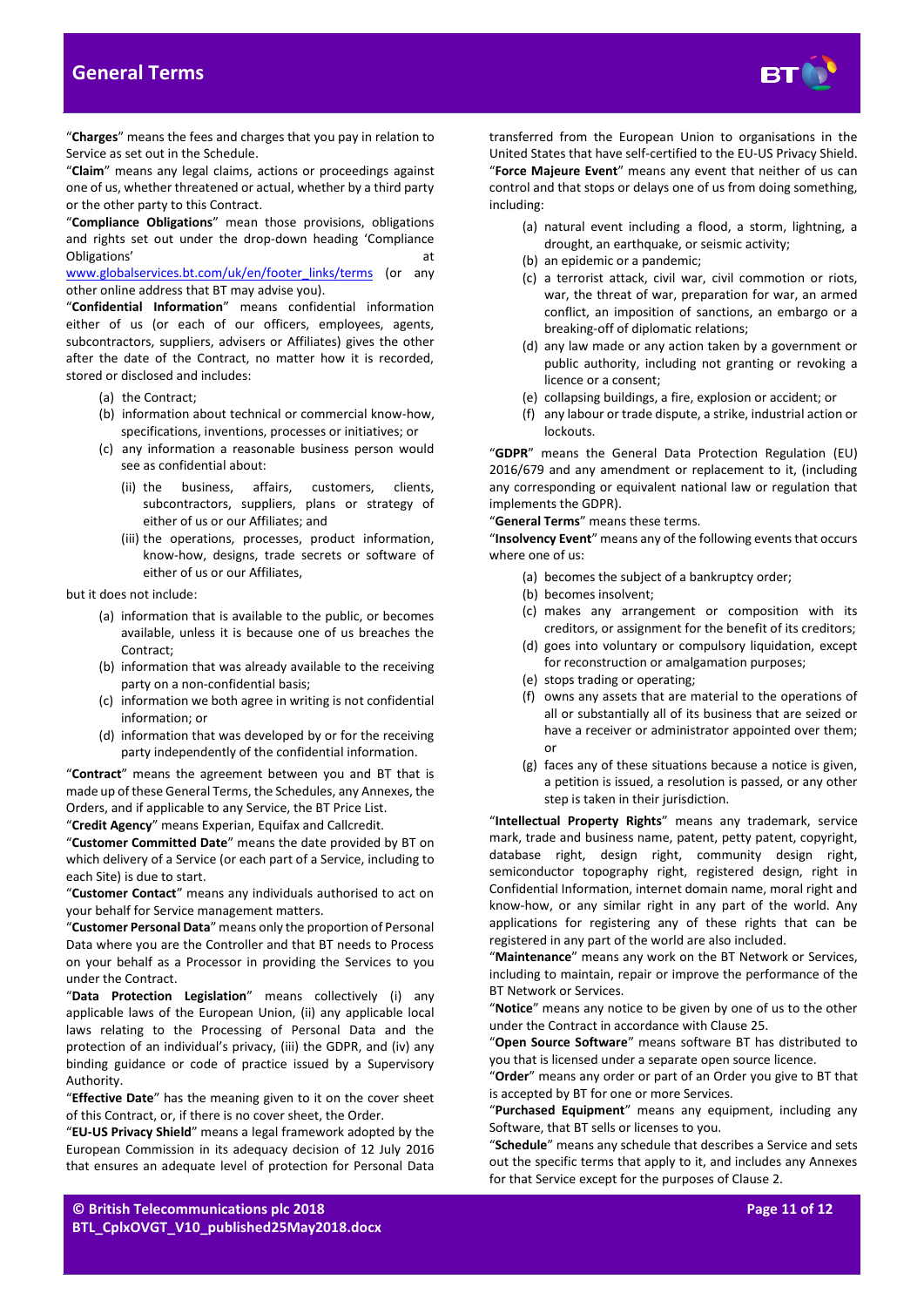"**Charges**" means the fees and charges that you pay in relation to Service as set out in the Schedule.

"**Claim**" means any legal claims, actions or proceedings against one of us, whether threatened or actual, whether by a third party or the other party to this Contract.

"**Compliance Obligations**" mean those provisions, obligations and rights set out under the drop-down heading 'Compliance Obligations' at www.globalservices.bt.com/uk/en/footer_links/terms (or any other online address that BT may advise you).

"**Confidential Information**" means confidential information either of us (or each of our officers, employees, agents, subcontractors, suppliers, advisers or Affiliates) gives the other after the date of the Contract, no matter how it is recorded, stored or disclosed and includes:

(a) the Contract;

(b) information about technical or commercial know-how, specifications, inventions, processes or initiatives; or

(c) any information a reasonable business person would see as confidential about:

(ii) the business, affairs, customers, clients, subcontractors, suppliers, plans or strategy of either of us or our Affiliates; and

(iii) the operations, processes, product information, know-how, designs, trade secrets or software of either of us or our Affiliates,

but it does not include:

(a) information that is available to the public, or becomes available, unless it is because one of us breaches the Contract;

(b) information that was already available to the receiving party on a non-confidential basis;

(c) information we both agree in writing is not confidential information; or

(d) information that was developed by or for the receiving party independently of the confidential information.

"**Contract**" means the agreement between you and BT that is made up of these General Terms, the Schedules, any Annexes, the Orders, and if applicable to any Service, the BT Price List.

"**Credit Agency**" means Experian, Equifax and Callcredit.

"**Customer Committed Date**" means the date provided by BT on which delivery of a Service (or each part of a Service, including to each Site) is due to start.

"**Customer Contact**" means any individuals authorised to act on your behalf for Service management matters.

"**Customer Personal Data**" means only the proportion of Personal Data where you are the Controller and that BT needs to Process on your behalf as a Processor in providing the Services to you under the Contract.

"**Data Protection Legislation**" means collectively (i) any applicable laws of the European Union, (ii) any applicable local laws relating to the Processing of Personal Data and the protection of an individual's privacy, (iii) the GDPR, and (iv) any binding guidance or code of practice issued by a Supervisory Authority.

"**Effective Date**" has the meaning given to it on the cover sheet of this Contract, or, if there is no cover sheet, the Order.

"**EU-US Privacy Shield**" means a legal framework adopted by the European Commission in its adequacy decision of 12 July 2016 that ensures an adequate level of protection for Personal Data transferred from the European Union to organisations in the United States that have self-certified to the EU-US Privacy Shield.

"**Force Majeure Event**" means any event that neither of us can control and that stops or delays one of us from doing something, including:

(a) natural event including a flood, a storm, lightning, a drought, an earthquake, or seismic activity;

(b) an epidemic or a pandemic;

(c) a terrorist attack, civil war, civil commotion or riots, war, the threat of war, preparation for war, an armed conflict, an imposition of sanctions, an embargo or a breaking-off of diplomatic relations;

(d) any law made or any action taken by a government or public authority, including not granting or revoking a licence or a consent;

(e) collapsing buildings, a fire, explosion or accident; or

(f) any labour or trade dispute, a strike, industrial action or lockouts.

"**GDPR**" means the General Data Protection Regulation (EU) 2016/679 and any amendment or replacement to it, (including any corresponding or equivalent national law or regulation that implements the GDPR).

"**General Terms**" means these terms.

"**Insolvency Event**" means any of the following events that occurs where one of us:

(a) becomes the subject of a bankruptcy order;

(b) becomes insolvent;

(c) makes any arrangement or composition with its creditors, or assignment for the benefit of its creditors;

(d) goes into voluntary or compulsory liquidation, except for reconstruction or amalgamation purposes;

(e) stops trading or operating;

(f) owns any assets that are material to the operations of all or substantially all of its business that are seized or have a receiver or administrator appointed over them; or

(g) faces any of these situations because a notice is given, a petition is issued, a resolution is passed, or any other step is taken in their jurisdiction.

"**Intellectual Property Rights**" means any trademark, service mark, trade and business name, patent, petty patent, copyright, database right, design right, community design right, semiconductor topography right, registered design, right in Confidential Information, internet domain name, moral right and know-how, or any similar right in any part of the world. Any applications for registering any of these rights that can be registered in any part of the world are also included.

"**Maintenance**" means any work on the BT Network or Services, including to maintain, repair or improve the performance of the BT Network or Services.

"**Notice**" means any notice to be given by one of us to the other under the Contract in accordance with Clause 25.

"**Open Source Software**" means software BT has distributed to you that is licensed under a separate open source licence.

"**Order**" means any order or part of an Order you give to BT that is accepted by BT for one or more Services.

"**Purchased Equipment**" means any equipment, including any Software, that BT sells or licenses to you.

"**Schedule**" means any schedule that describes a Service and sets out the specific terms that apply to it, and includes any Annexes for that Service except for the purposes of Clause 2.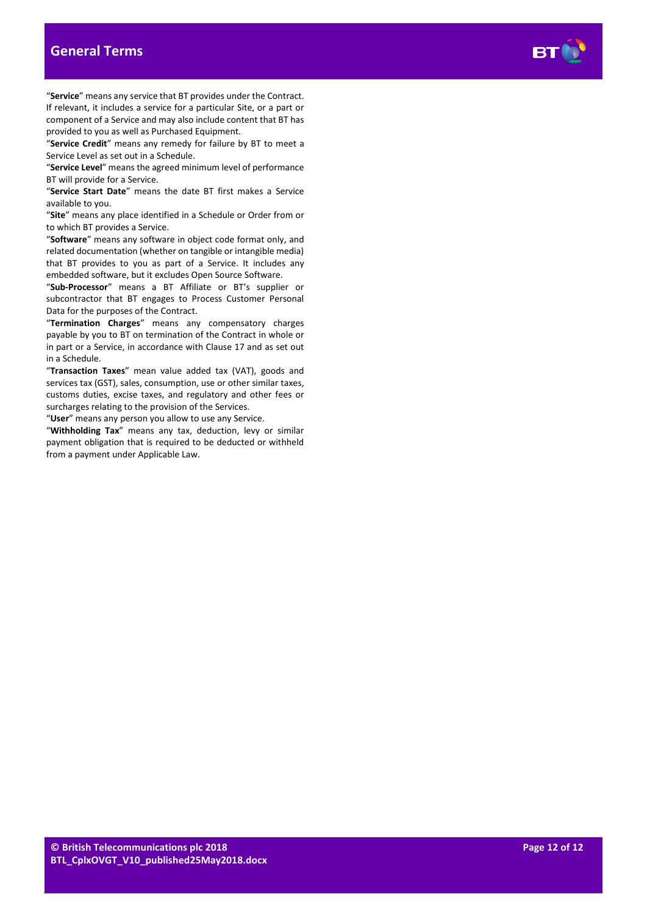"**Service**" means any service that BT provides under the Contract. If relevant, it includes a service for a particular Site, or a part or component of a Service and may also include content that BT has provided to you as well as Purchased Equipment.

"**Service Credit**" means any remedy for failure by BT to meet a Service Level as set out in a Schedule.

"**Service Level**" means the agreed minimum level of performance BT will provide for a Service.

"**Service Start Date**" means the date BT first makes a Service available to you.

"**Site**" means any place identified in a Schedule or Order from or to which BT provides a Service.

"**Software**" means any software in object code format only, and related documentation (whether on tangible or intangible media) that BT provides to you as part of a Service. It includes any embedded software, but it excludes Open Source Software.

"**Sub-Processor**" means a BT Affiliate or BT's supplier or subcontractor that BT engages to Process Customer Personal Data for the purposes of the Contract.

"**Termination Charges**" means any compensatory charges payable by you to BT on termination of the Contract in whole or in part or a Service, in accordance with Clause 17 and as set out in a Schedule.

"**Transaction Taxes**" mean value added tax (VAT), goods and services tax (GST), sales, consumption, use or other similar taxes, customs duties, excise taxes, and regulatory and other fees or surcharges relating to the provision of the Services.

"**User**" means any person you allow to use any Service.

"**Withholding Tax**" means any tax, deduction, levy or similar payment obligation that is required to be deducted or withheld from a payment under Applicable Law.